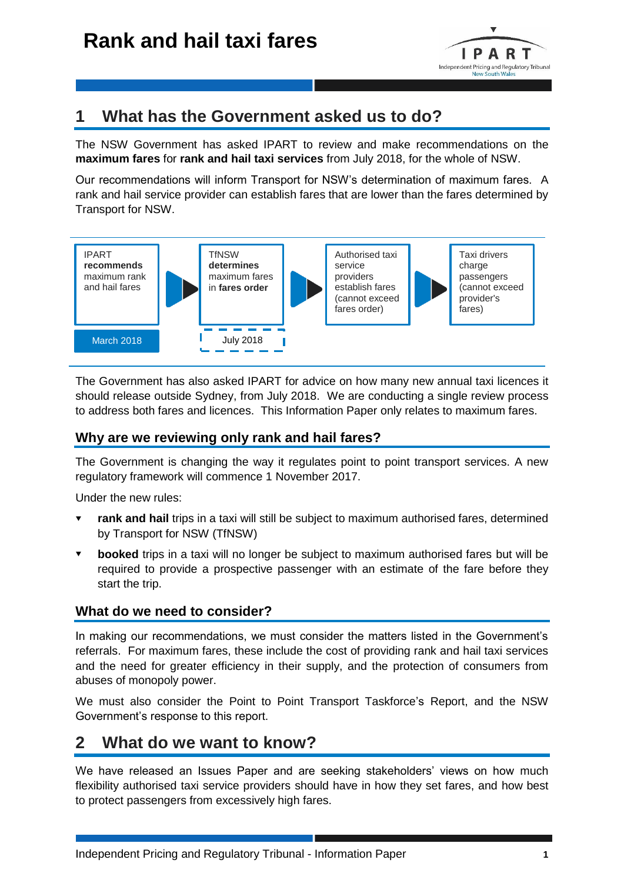# Rank and hail taxi fares

## 1 What has the Government asked us to do?

The NSW Government has asked IPART to review and make recommendations on the **maximum fares** for **rank and hail taxi services** from July 2018, for the whole of NSW.

Our recommendations will inform Transport for NSW's determination of maximum fares. A rank and hail service provider can establish fares that are lower than the fares determined by Transport for NSW.

| IPART **recommends** maximum rank and hail fares | TfNSW **determines** maximum fares in **fares order** | Authorised taxi service providers establish fares (cannot exceed fares order) | Taxi drivers charge passengers (cannot exceed provider's fares) |
|---|---|---|---|
| March 2018 | July 2018 | | |

The Government has also asked IPART for advice on how many new annual taxi licences it should release outside Sydney, from July 2018. We are conducting a single review process to address both fares and licences. This Information Paper only relates to maximum fares.

### Why are we reviewing only rank and hail fares?

The Government is changing the way it regulates point to point transport services. A new regulatory framework will commence 1 November 2017.

Under the new rules:

- **rank and hail** trips in a taxi will still be subject to maximum authorised fares, determined by Transport for NSW (TfNSW)
- **booked** trips in a taxi will no longer be subject to maximum authorised fares but will be required to provide a prospective passenger with an estimate of the fare before they start the trip.

### What do we need to consider?

In making our recommendations, we must consider the matters listed in the Government's referrals. For maximum fares, these include the cost of providing rank and hail taxi services and the need for greater efficiency in their supply, and the protection of consumers from abuses of monopoly power.

We must also consider the Point to Point Transport Taskforce's Report, and the NSW Government's response to this report.

## 2 What do we want to know?

We have released an Issues Paper and are seeking stakeholders' views on how much flexibility authorised taxi service providers should have in how they set fares, and how best to protect passengers from excessively high fares.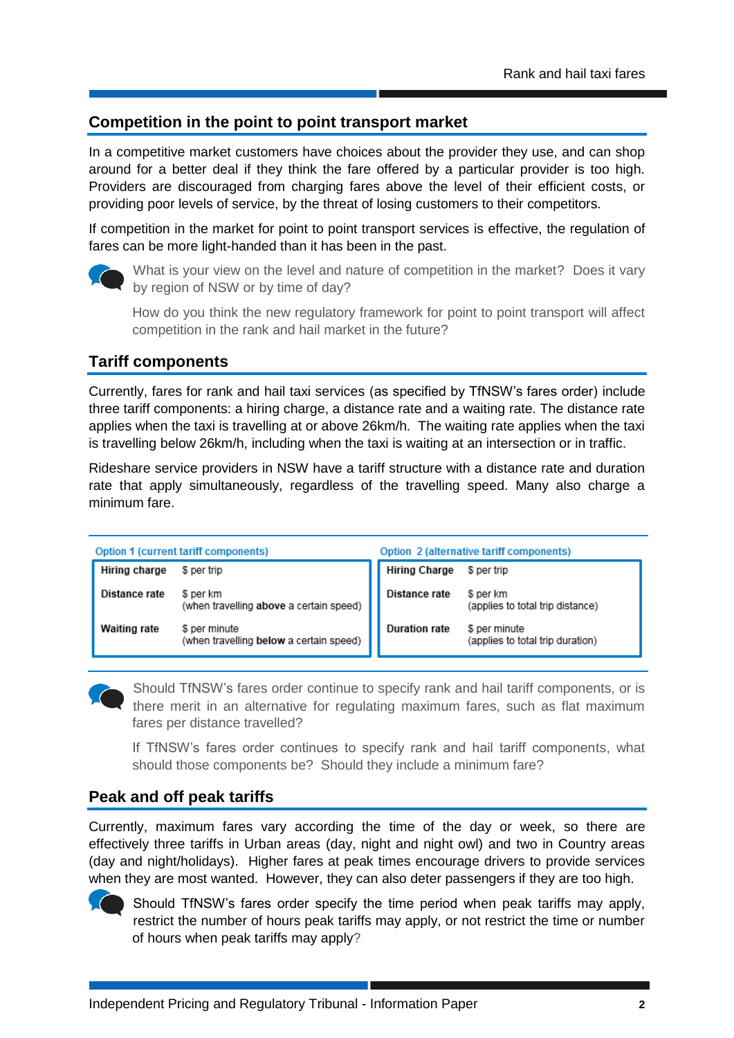## Competition in the point to point transport market

In a competitive market customers have choices about the provider they use, and can shop around for a better deal if they think the fare offered by a particular provider is too high. Providers are discouraged from charging fares above the level of their efficient costs, or providing poor levels of service, by the threat of losing customers to their competitors.

If competition in the market for point to point transport services is effective, the regulation of fares can be more light-handed than it has been in the past.

What is your view on the level and nature of competition in the market? Does it vary by region of NSW or by time of day?

How do you think the new regulatory framework for point to point transport will affect competition in the rank and hail market in the future?

## Tariff components

Currently, fares for rank and hail taxi services (as specified by TfNSW's fares order) include three tariff components: a hiring charge, a distance rate and a waiting rate. The distance rate applies when the taxi is travelling at or above 26km/h. The waiting rate applies when the taxi is travelling below 26km/h, including when the taxi is waiting at an intersection or in traffic.

Rideshare service providers in NSW have a tariff structure with a distance rate and duration rate that apply simultaneously, regardless of the travelling speed. Many also charge a minimum fare.

| Option 1 (current tariff components) | |
|---|---|
| **Hiring charge** | $ per trip |
| **Distance rate** | $ per km (when travelling **above** a certain speed) |
| **Waiting rate** | $ per minute (when travelling **below** a certain speed) |

| Option 2 (alternative tariff components) | |
|---|---|
| **Hiring Charge** | $ per trip |
| **Distance rate** | $ per km (applies to total trip distance) |
| **Duration rate** | $ per minute (applies to total trip duration) |

Should TfNSW's fares order continue to specify rank and hail tariff components, or is there merit in an alternative for regulating maximum fares, such as flat maximum fares per distance travelled?

If TfNSW's fares order continues to specify rank and hail tariff components, what should those components be? Should they include a minimum fare?

## Peak and off peak tariffs

Currently, maximum fares vary according the time of the day or week, so there are effectively three tariffs in Urban areas (day, night and night owl) and two in Country areas (day and night/holidays). Higher fares at peak times encourage drivers to provide services when they are most wanted. However, they can also deter passengers if they are too high.

Should TfNSW's fares order specify the time period when peak tariffs may apply, restrict the number of hours peak tariffs may apply, or not restrict the time or number of hours when peak tariffs may apply?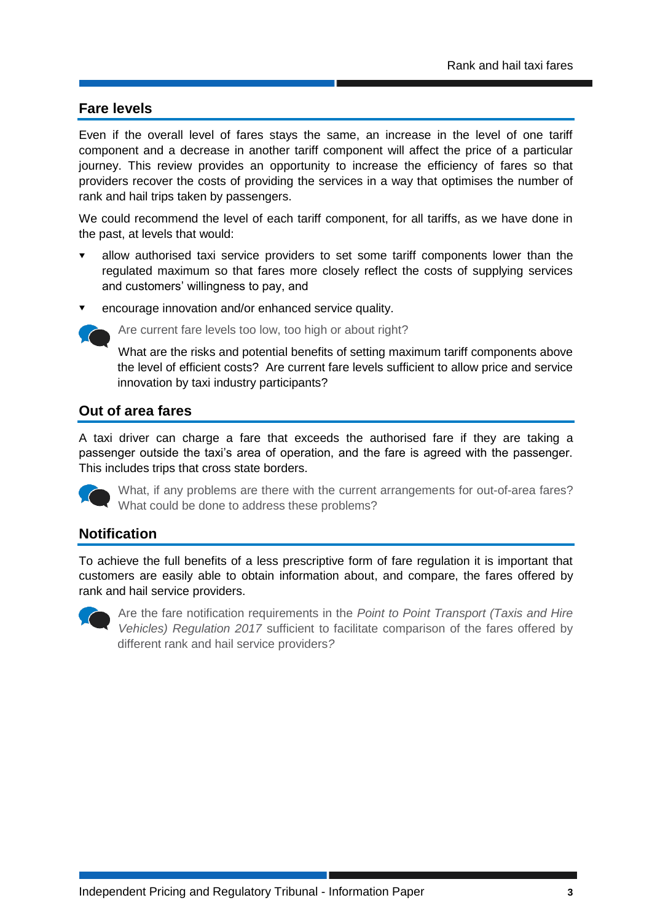## Fare levels

Even if the overall level of fares stays the same, an increase in the level of one tariff component and a decrease in another tariff component will affect the price of a particular journey. This review provides an opportunity to increase the efficiency of fares so that providers recover the costs of providing the services in a way that optimises the number of rank and hail trips taken by passengers.

We could recommend the level of each tariff component, for all tariffs, as we have done in the past, at levels that would:

- allow authorised taxi service providers to set some tariff components lower than the regulated maximum so that fares more closely reflect the costs of supplying services and customers' willingness to pay, and
- encourage innovation and/or enhanced service quality.

Are current fare levels too low, too high or about right?

What are the risks and potential benefits of setting maximum tariff components above the level of efficient costs? Are current fare levels sufficient to allow price and service innovation by taxi industry participants?

## Out of area fares

A taxi driver can charge a fare that exceeds the authorised fare if they are taking a passenger outside the taxi's area of operation, and the fare is agreed with the passenger. This includes trips that cross state borders.

What, if any problems are there with the current arrangements for out-of-area fares? What could be done to address these problems?

## Notification

To achieve the full benefits of a less prescriptive form of fare regulation it is important that customers are easily able to obtain information about, and compare, the fares offered by rank and hail service providers.

Are the fare notification requirements in the *Point to Point Transport (Taxis and Hire Vehicles) Regulation 2017* sufficient to facilitate comparison of the fares offered by different rank and hail service providers?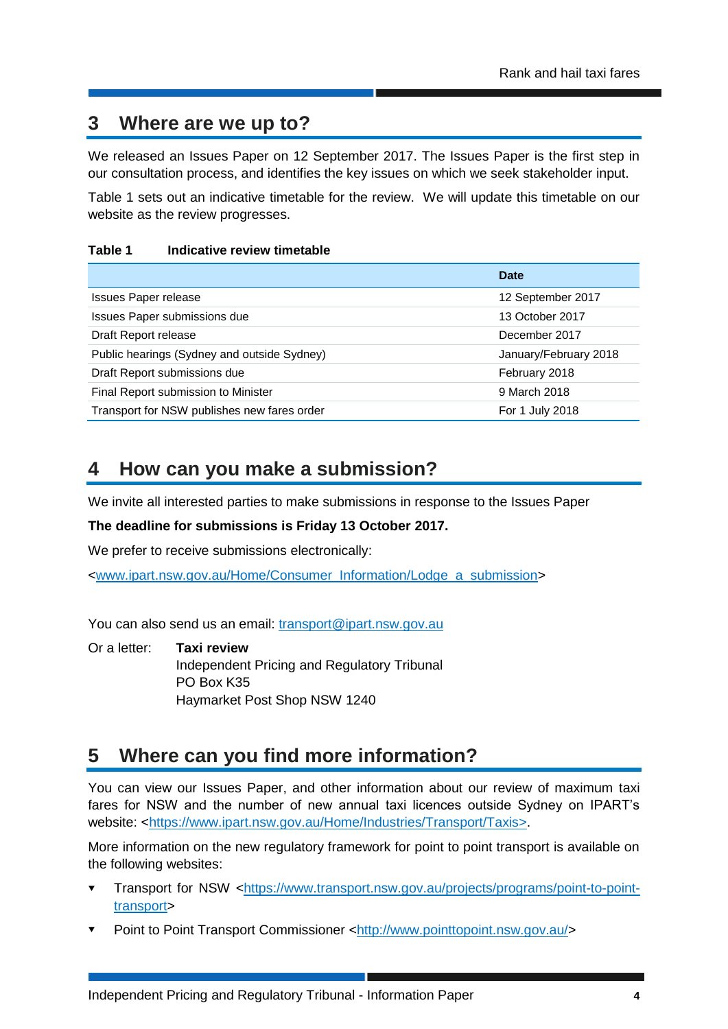## 3 Where are we up to?

We released an Issues Paper on 12 September 2017. The Issues Paper is the first step in our consultation process, and identifies the key issues on which we seek stakeholder input.

Table 1 sets out an indicative timetable for the review. We will update this timetable on our website as the review progresses.

**Table 1 Indicative review timetable**

| | Date |
|---|---|
| Issues Paper release | 12 September 2017 |
| Issues Paper submissions due | 13 October 2017 |
| Draft Report release | December 2017 |
| Public hearings (Sydney and outside Sydney) | January/February 2018 |
| Draft Report submissions due | February 2018 |
| Final Report submission to Minister | 9 March 2018 |
| Transport for NSW publishes new fares order | For 1 July 2018 |

## 4 How can you make a submission?

We invite all interested parties to make submissions in response to the Issues Paper

**The deadline for submissions is Friday 13 October 2017.**

We prefer to receive submissions electronically:

<www.ipart.nsw.gov.au/Home/Consumer_Information/Lodge_a_submission>

You can also send us an email: transport@ipart.nsw.gov.au

Or a letter: **Taxi review**
Independent Pricing and Regulatory Tribunal
PO Box K35
Haymarket Post Shop NSW 1240

## 5 Where can you find more information?

You can view our Issues Paper, and other information about our review of maximum taxi fares for NSW and the number of new annual taxi licences outside Sydney on IPART's website: <https://www.ipart.nsw.gov.au/Home/Industries/Transport/Taxis>.

More information on the new regulatory framework for point to point transport is available on the following websites:

- Transport for NSW <https://www.transport.nsw.gov.au/projects/programs/point-to-point-transport>
- Point to Point Transport Commissioner <http://www.pointtopoint.nsw.gov.au/>